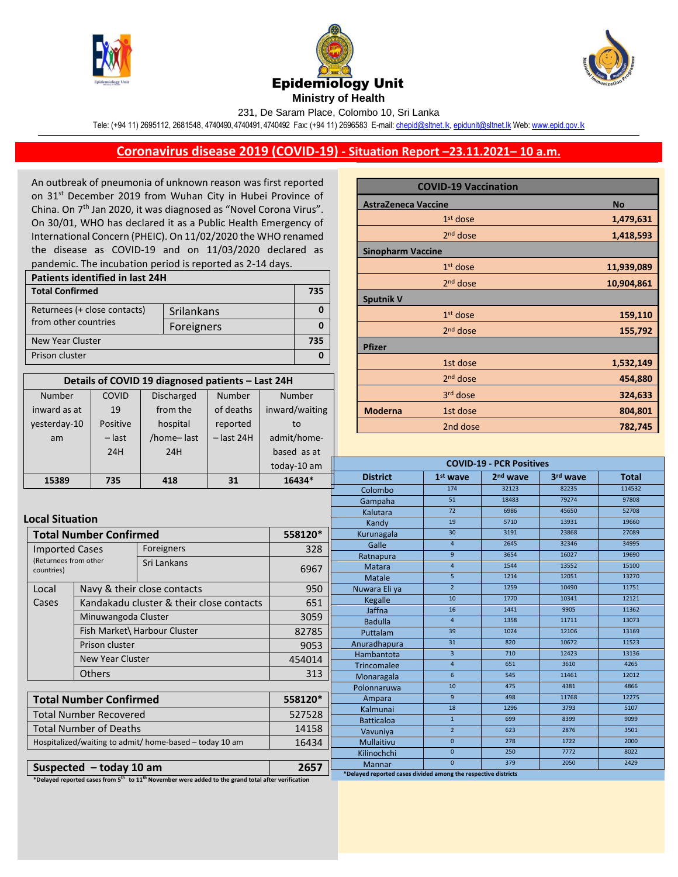# Epidemiology Unit

**Ministry of Health**

231, De Saram Place, Colombo 10, Sri Lanka

Tele: (+94 11) 2695112, 2681548, 4740490, 4740491, 4740492 Fax: (+94 11) 2696583 E-mail: chepid@sltnet.lk, epidunit@sltnet.lk Web: www.epid.gov.lk

## Coronavirus disease 2019 (COVID-19) - Situation Report –23.11.2021– 10 a.m.

An outbreak of pneumonia of unknown reason was first reported on 31st December 2019 from Wuhan City in Hubei Province of China. On 7th Jan 2020, it was diagnosed as "Novel Corona Virus". On 30/01, WHO has declared it as a Public Health Emergency of International Concern (PHEIC). On 11/02/2020 the WHO renamed the disease as COVID-19 and on 11/03/2020 declared as pandemic. The incubation period is reported as 2-14 days.

| Patients identified in last 24H | | |
|---|---|---|
| **Total Confirmed** | | **735** |
| Returnees (+ close contacts) from other countries | Srilankans | 0 |
| | Foreigners | 0 |
| New Year Cluster | | 735 |
| Prison cluster | | 0 |

| Details of COVID 19 diagnosed patients – Last 24H | | | | |
|---|---|---|---|---|
| Number inward as at yesterday-10 am | COVID 19 Positive – last 24H | Discharged from the hospital /home– last 24H | Number of deaths reported – last 24H | Number inward/waiting to admit/home-based as at today-10 am |
| **15389** | **735** | **418** | **31** | **16434*** |

### Local Situation

| Total Number Confirmed | | | 558120* |
|---|---|---|---|
| Imported Cases (Returnees from other countries) | Foreigners | | 328 |
| | Sri Lankans | | 6967 |
| Local Cases | Navy & their close contacts | | 950 |
| | Kandakadu cluster & their close contacts | | 651 |
| | Minuwangoda Cluster | | 3059 |
| | Fish Market\ Harbour Cluster | | 82785 |
| | Prison cluster | | 9053 |
| | New Year Cluster | | 454014 |
| | Others | | 313 |

| Total Number Confirmed | 558120* |
|---|---|
| Total Number Recovered | 527528 |
| Total Number of Deaths | 14158 |
| Hospitalized/waiting to admit/ home-based – today 10 am | 16434 |

| Suspected – today 10 am | 2657 |
|---|---|

*Delayed reported cases from 5th to 11th November were added to the grand total after verification

| COVID-19 Vaccination | | |
|---|---|---|
| **AstraZeneca Vaccine** | | **No** |
| | 1st dose | **1,479,631** |
| | 2nd dose | **1,418,593** |
| **Sinopharm Vaccine** | | |
| | 1st dose | **11,939,089** |
| | 2nd dose | **10,904,861** |
| **Sputnik V** | | |
| | 1st dose | **159,110** |
| | 2nd dose | **155,792** |
| **Pfizer** | | |
| | 1st dose | **1,532,149** |
| | 2nd dose | **454,880** |
| | 3rd dose | **324,633** |
| **Moderna** | 1st dose | **804,801** |
| | 2nd dose | **782,745** |

| COVID-19 - PCR Positives | | | | |
|---|---|---|---|---|
| **District** | **1st wave** | **2nd wave** | **3rd wave** | **Total** |
| Colombo | 174 | 32123 | 82235 | 114532 |
| Gampaha | 51 | 18483 | 79274 | 97808 |
| Kalutara | 72 | 6986 | 45650 | 52708 |
| Kandy | 19 | 5710 | 13931 | 19660 |
| Kurunagala | 30 | 3191 | 23868 | 27089 |
| Galle | 4 | 2645 | 32346 | 34995 |
| Ratnapura | 9 | 3654 | 16027 | 19690 |
| Matara | 4 | 1544 | 13552 | 15100 |
| Matale | 5 | 1214 | 12051 | 13270 |
| Nuwara Eli ya | 2 | 1259 | 10490 | 11751 |
| Kegalle | 10 | 1770 | 10341 | 12121 |
| Jaffna | 16 | 1441 | 9905 | 11362 |
| Badulla | 4 | 1358 | 11711 | 13073 |
| Puttalam | 39 | 1024 | 12106 | 13169 |
| Anuradhapura | 31 | 820 | 10672 | 11523 |
| Hambantota | 3 | 710 | 12423 | 13136 |
| Trincomalee | 4 | 651 | 3610 | 4265 |
| Monaragala | 6 | 545 | 11461 | 12012 |
| Polonnaruwa | 10 | 475 | 4381 | 4866 |
| Ampara | 9 | 498 | 11768 | 12275 |
| Kalmunai | 18 | 1296 | 3793 | 5107 |
| Batticaloa | 1 | 699 | 8399 | 9099 |
| Vavuniya | 2 | 623 | 2876 | 3501 |
| Mullaitivu | 0 | 278 | 1722 | 2000 |
| Kilinochchi | 0 | 250 | 7772 | 8022 |
| Mannar | 0 | 379 | 2050 | 2429 |

*Delayed reported cases divided among the respective districts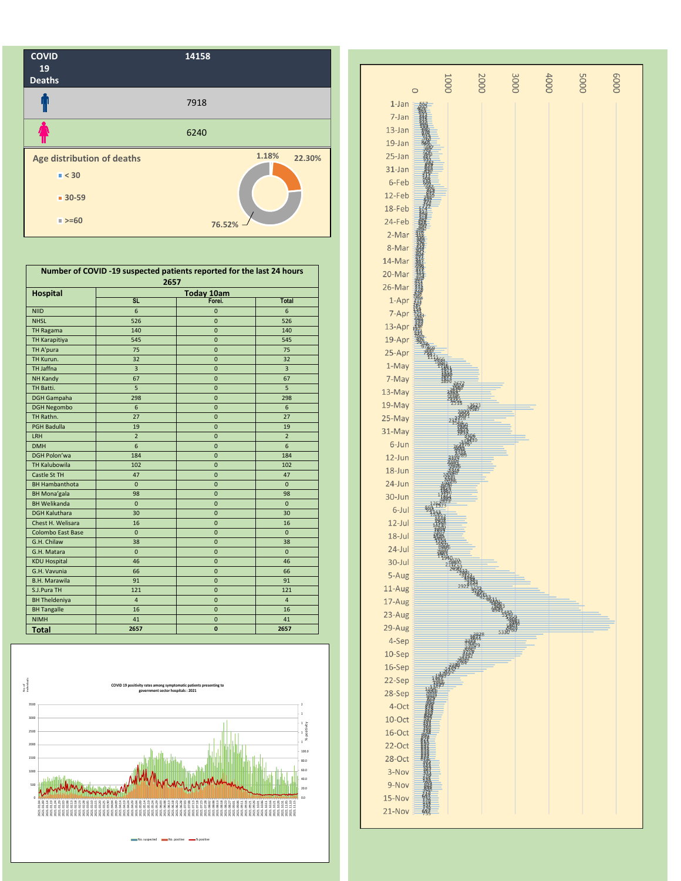| COVID 19 Deaths | 14158 |
|---|---|
| Male | 7918 |
| Female | 6240 |

**Age distribution of deaths**

- < 30
- 30-59
- >=60

1.18%

22.30%

76.52%

| Number of COVID -19 suspected patients reported for the last 24 hours 2657 | | | |
|---|---|---|---|
| Hospital | Today 10am | | |
| | SL | Forei. | Total |
| NIID | 6 | 0 | 6 |
| NHSL | 526 | 0 | 526 |
| TH Ragama | 140 | 0 | 140 |
| TH Karapitiya | 545 | 0 | 545 |
| TH A'pura | 75 | 0 | 75 |
| TH Kurun. | 32 | 0 | 32 |
| TH Jaffna | 3 | 0 | 3 |
| NH Kandy | 67 | 0 | 67 |
| TH Batti. | 5 | 0 | 5 |
| DGH Gampaha | 298 | 0 | 298 |
| DGH Negombo | 6 | 0 | 6 |
| TH Rathn. | 27 | 0 | 27 |
| PGH Badulla | 19 | 0 | 19 |
| LRH | 2 | 0 | 2 |
| DMH | 6 | 0 | 6 |
| DGH Polon'wa | 184 | 0 | 184 |
| TH Kalubowila | 102 | 0 | 102 |
| Castle St TH | 47 | 0 | 47 |
| BH Hambanthota | 0 | 0 | 0 |
| BH Mona'gala | 98 | 0 | 98 |
| BH Welikanda | 0 | 0 | 0 |
| DGH Kaluthara | 30 | 0 | 30 |
| Chest H. Welisara | 16 | 0 | 16 |
| Colombo East Base | 0 | 0 | 0 |
| G.H. Chilaw | 38 | 0 | 38 |
| G.H. Matara | 0 | 0 | 0 |
| KDU Hospital | 46 | 0 | 46 |
| G.H. Vavunia | 66 | 0 | 66 |
| B.H. Marawila | 91 | 0 | 91 |
| S.J.Pura TH | 121 | 0 | 121 |
| BH Theldeniya | 4 | 0 | 4 |
| BH Tangalle | 16 | 0 | 16 |
| NIMH | 41 | 0 | 41 |
| **Total** | **2657** | **0** | **2657** |

COVID 19 positivity rates among symptomatic patients presenting to government sector hospitals : 2021

No. of individuals

% positivity

No. suspected — No. positive — % positive

0 1000 2000 3000 4000 5000 6000

1-Jan 7-Jan 13-Jan 19-Jan 25-Jan 31-Jan 6-Feb 12-Feb 18-Feb 24-Feb 2-Mar 8-Mar 14-Mar 20-Mar 26-Mar 1-Apr 7-Apr 13-Apr 19-Apr 25-Apr 1-May 7-May 13-May 19-May 25-May 31-May 6-Jun 12-Jun 18-Jun 24-Jun 30-Jun 6-Jul 12-Jul 18-Jul 24-Jul 30-Jul 5-Aug 11-Aug 17-Aug 23-Aug 29-Aug 4-Sep 10-Sep 16-Sep 22-Sep 28-Sep 4-Oct 10-Oct 16-Oct 22-Oct 28-Oct 3-Nov 9-Nov 15-Nov 21-Nov